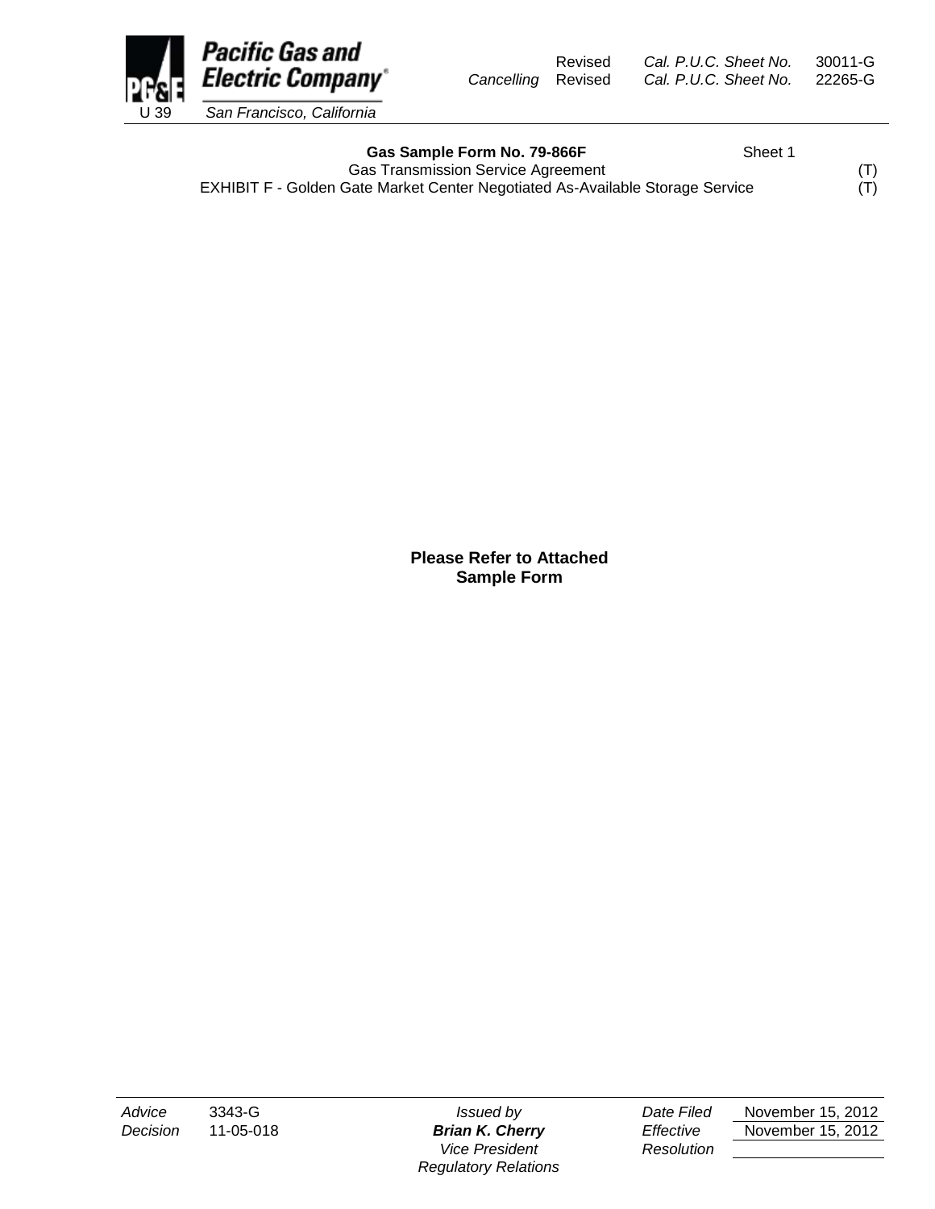Pacific Gas and Electric Company
U 39 San Francisco, California

| | | | |
|---|---|---|---|
| | Revised | Cal. P.U.C. Sheet No. | 30011-G |
| Cancelling | Revised | Cal. P.U.C. Sheet No. | 22265-G |

**Gas Sample Form No. 79-866F** Sheet 1

Gas Transmission Service Agreement (T)

EXHIBIT F - Golden Gate Market Center Negotiated As-Available Storage Service (T)

**Please Refer to Attached Sample Form**

| | | | | |
|---|---|---|---|---|
| Advice | 3343-G | Issued by | Date Filed | November 15, 2012 |
| Decision | 11-05-018 | **Brian K. Cherry** | Effective | November 15, 2012 |
| | | Vice President | Resolution | |
| | | Regulatory Relations | | |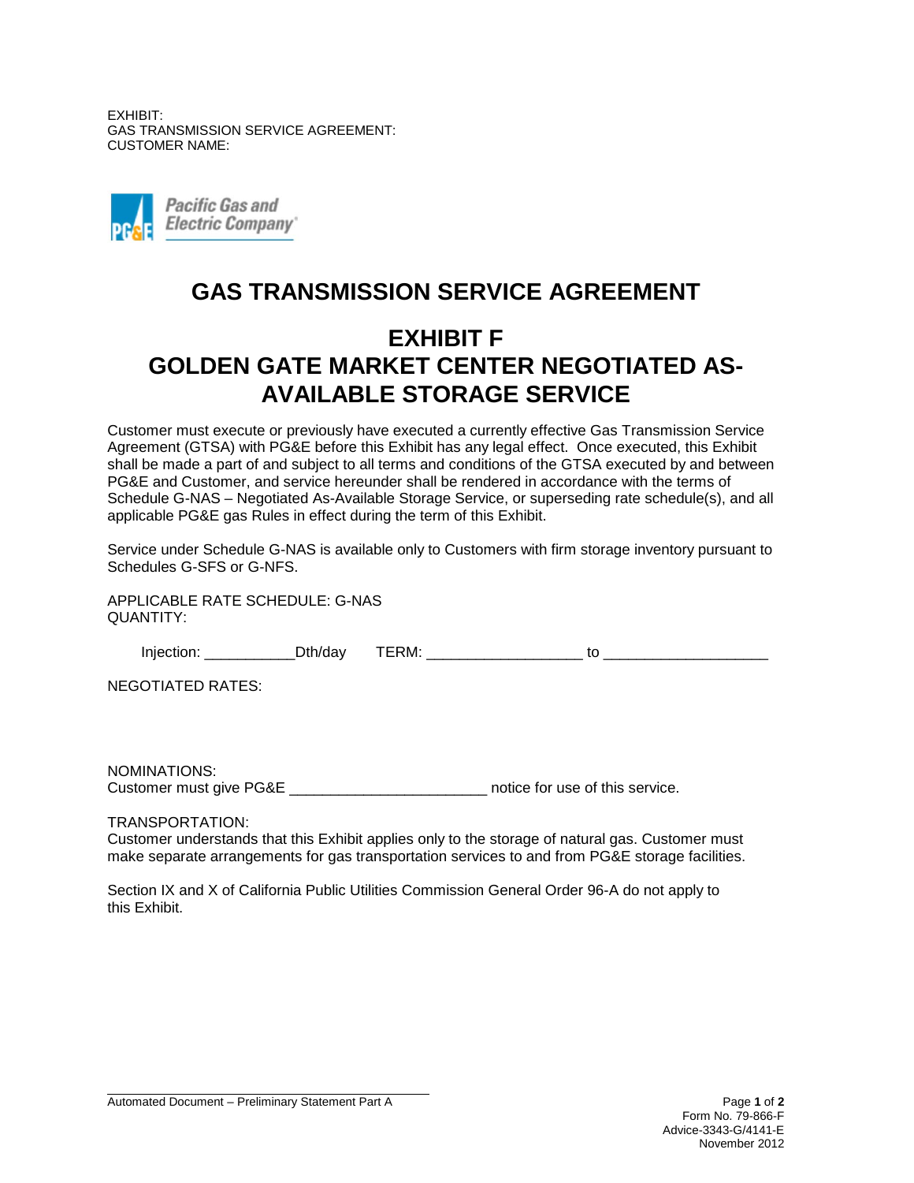EXHIBIT:
GAS TRANSMISSION SERVICE AGREEMENT:
CUSTOMER NAME:

# GAS TRANSMISSION SERVICE AGREEMENT

## EXHIBIT F
## GOLDEN GATE MARKET CENTER NEGOTIATED AS-AVAILABLE STORAGE SERVICE

Customer must execute or previously have executed a currently effective Gas Transmission Service Agreement (GTSA) with PG&E before this Exhibit has any legal effect. Once executed, this Exhibit shall be made a part of and subject to all terms and conditions of the GTSA executed by and between PG&E and Customer, and service hereunder shall be rendered in accordance with the terms of Schedule G-NAS – Negotiated As-Available Storage Service, or superseding rate schedule(s), and all applicable PG&E gas Rules in effect during the term of this Exhibit.

Service under Schedule G-NAS is available only to Customers with firm storage inventory pursuant to Schedules G-SFS or G-NFS.

APPLICABLE RATE SCHEDULE: G-NAS
QUANTITY:

Injection: ___________Dth/day TERM: __________________ to ___________________

NEGOTIATED RATES:

NOMINATIONS:
Customer must give PG&E _______________________ notice for use of this service.

TRANSPORTATION:
Customer understands that this Exhibit applies only to the storage of natural gas. Customer must make separate arrangements for gas transportation services to and from PG&E storage facilities.

Section IX and X of California Public Utilities Commission General Order 96-A do not apply to this Exhibit.

Automated Document – Preliminary Statement Part A

Form No. 79-866-F
Advice-3343-G/4141-E
November 2012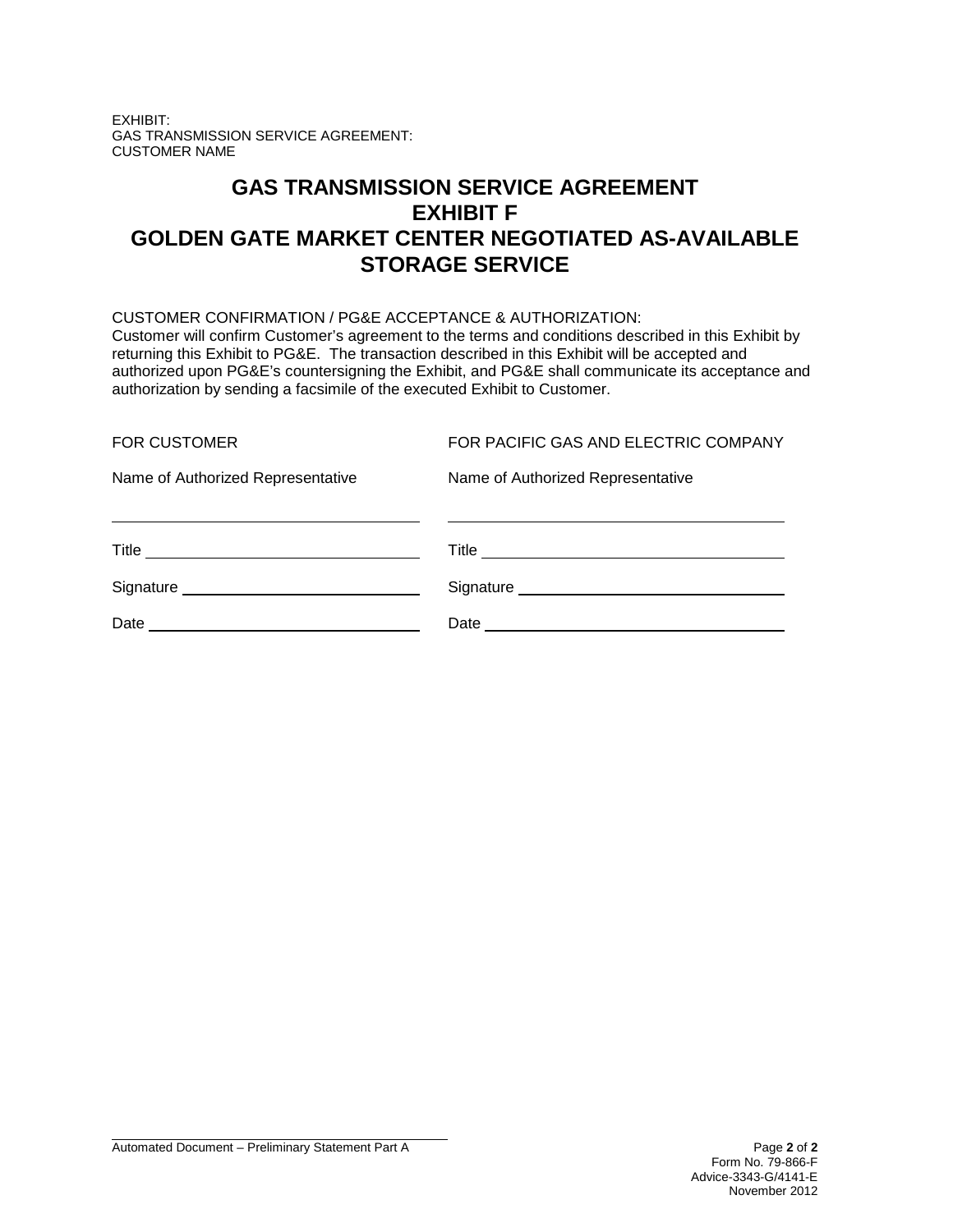EXHIBIT:
GAS TRANSMISSION SERVICE AGREEMENT:
CUSTOMER NAME

# GAS TRANSMISSION SERVICE AGREEMENT EXHIBIT F GOLDEN GATE MARKET CENTER NEGOTIATED AS-AVAILABLE STORAGE SERVICE

CUSTOMER CONFIRMATION / PG&E ACCEPTANCE & AUTHORIZATION:
Customer will confirm Customer's agreement to the terms and conditions described in this Exhibit by returning this Exhibit to PG&E. The transaction described in this Exhibit will be accepted and authorized upon PG&E's countersigning the Exhibit, and PG&E shall communicate its acceptance and authorization by sending a facsimile of the executed Exhibit to Customer.

| FOR CUSTOMER | FOR PACIFIC GAS AND ELECTRIC COMPANY |
|---|---|
| Name of Authorized Representative | Name of Authorized Representative |
| ______________________ | ______________________ |
| Title ______________________ | Title ______________________ |
| Signature ______________________ | Signature ______________________ |
| Date ______________________ | Date ______________________ |

Automated Document – Preliminary Statement Part A

Form No. 79-866-F
Advice-3343-G/4141-E
November 2012